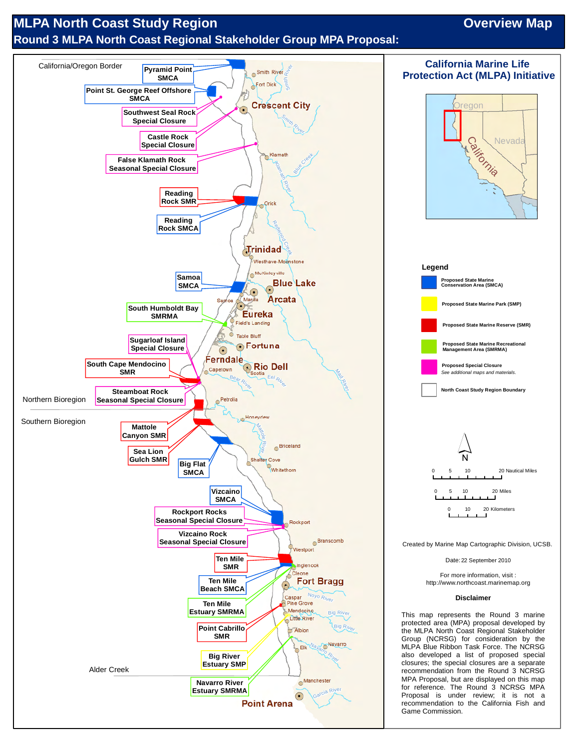# MLPA North Coast Study Region — Overview Map

## Round 3 MLPA North Coast Regional Stakeholder Group MPA Proposal:

California/Oregon Border

Pyramid Point SMCA

Point St. George Reef Offshore SMCA

Southwest Seal Rock Special Closure

Castle Rock Special Closure

False Klamath Rock Seasonal Special Closure

Reading Rock SMR

Reading Rock SMCA

Samoa SMCA

South Humboldt Bay SMRMA

Sugarloaf Island Special Closure

South Cape Mendocino SMR

Steamboat Rock Seasonal Special Closure

Northern Bioregion

Southern Bioregion

Mattole Canyon SMR

Sea Lion Gulch SMR

Big Flat SMCA

Vizcaino SMCA

Rockport Rocks Seasonal Special Closure

Vizcaino Rock Seasonal Special Closure

Ten Mile SMR

Ten Mile Beach SMCA

Ten Mile Estuary SMRMA

Point Cabrillo SMR

Big River Estuary SMP

Alder Creek

Navarro River Estuary SMRMA

Smith River, Fort Dick, Crescent City, Smith River, Klamath, Blue Creek, Klamath River, Orick, Redwood Creek, Trinidad, Westhave-Moonstone, McKinleyville, Blue Lake, Arcata, Samoa, Manila, Eureka, Field's Landing, Table Bluff, Fortuna, Ferndale, Rio Dell, Capetown, Scotia, Bear River, Eel River, Mad River, Petrolia, Honeydew, Mattole River, Briceland, Shelter Cove, Whitethorn, Rockport, Branscomb, Westport, Inglenook, Cleone, Fort Bragg, Noyo River, Caspar, Pine Grove, Mendocino, Big River, Little River, Big River, Albion, Navarro, Elk, Navarro River, Manchester, Garcia River, Point Arena

## California Marine Life Protection Act (MLPA) Initiative

Oregon, Nevada, California

### Legend

- Proposed State Marine Conservation Area (SMCA)
- Proposed State Marine Park (SMP)
- Proposed State Marine Reserve (SMR)
- Proposed State Marine Recreational Management Area (SMRMA)
- Proposed Special Closure — *See additional maps and materials.*
- North Coast Study Region Boundary

N

0 5 10 20 Nautical Miles

0 5 10 20 Miles

0 10 20 Kilometers

Created by Marine Map Cartographic Division, UCSB.

Date: 22 September 2010

For more information, visit : http://www.northcoast.marinemap.org

### Disclaimer

This map represents the Round 3 marine protected area (MPA) proposal developed by the MLPA North Coast Regional Stakeholder Group (NCRSG) for consideration by the MLPA Blue Ribbon Task Force. The NCRSG also developed a list of proposed special closures; the special closures are a separate recommendation from the Round 3 NCRSG MPA Proposal, but are displayed on this map for reference. The Round 3 NCRSG MPA Proposal is under review; it is not a recommendation to the California Fish and Game Commission.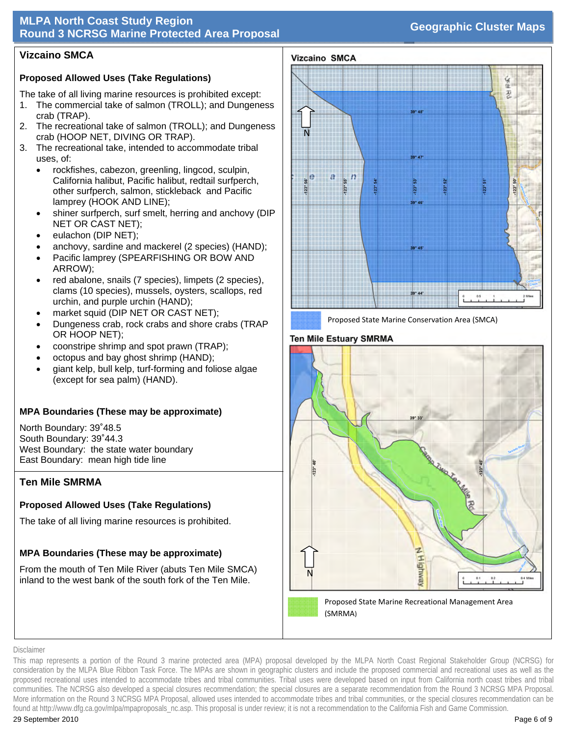# MLPA North Coast Study Region
## Round 3 NCRSG Marine Protected Area Proposal

Geographic Cluster Maps

## Vizcaino SMCA

### Proposed Allowed Uses (Take Regulations)

The take of all living marine resources is prohibited except:

1. The commercial take of salmon (TROLL); and Dungeness crab (TRAP).
2. The recreational take of salmon (TROLL); and Dungeness crab (HOOP NET, DIVING OR TRAP).
3. The recreational take, intended to accommodate tribal uses, of:
   - rockfishes, cabezon, greenling, lingcod, sculpin, California halibut, Pacific halibut, redtail surfperch, other surfperch, salmon, stickleback and Pacific lamprey (HOOK AND LINE);
   - shiner surfperch, surf smelt, herring and anchovy (DIP NET OR CAST NET);
   - eulachon (DIP NET);
   - anchovy, sardine and mackerel (2 species) (HAND);
   - Pacific lamprey (SPEARFISHING OR BOW AND ARROW);
   - red abalone, snails (7 species), limpets (2 species), clams (10 species), mussels, oysters, scallops, red urchin, and purple urchin (HAND);
   - market squid (DIP NET OR CAST NET);
   - Dungeness crab, rock crabs and shore crabs (TRAP OR HOOP NET);
   - coonstripe shrimp and spot prawn (TRAP);
   - octopus and bay ghost shrimp (HAND);
   - giant kelp, bull kelp, turf-forming and foliose algae (except for sea palm) (HAND).

### MPA Boundaries (These may be approximate)

North Boundary: 39˚48.5
South Boundary: 39˚44.3
West Boundary: the state water boundary
East Boundary: mean high tide line

Vizcaino SMCA

Proposed State Marine Conservation Area (SMCA)

## Ten Mile SMRMA

### Proposed Allowed Uses (Take Regulations)

The take of all living marine resources is prohibited.

### MPA Boundaries (These may be approximate)

From the mouth of Ten Mile River (abuts Ten Mile SMCA) inland to the west bank of the south fork of the Ten Mile.

Ten Mile Estuary SMRMA

Proposed State Marine Recreational Management Area (SMRMA)

Disclaimer

This map represents a portion of the Round 3 marine protected area (MPA) proposal developed by the MLPA North Coast Regional Stakeholder Group (NCRSG) for consideration by the MLPA Blue Ribbon Task Force. The MPAs are shown in geographic clusters and include the proposed commercial and recreational uses as well as the proposed recreational uses intended to accommodate tribes and tribal communities. Tribal uses were developed based on input from California north coast tribes and tribal communities. The NCRSG also developed a special closures recommendation; the special closures are a separate recommendation from the Round 3 NCRSG MPA Proposal. More information on the Round 3 NCRSG MPA Proposal, allowed uses intended to accommodate tribes and tribal communities, or the special closures recommendation can be found at http://www.dfg.ca.gov/mlpa/mpaproposals_nc.asp. This proposal is under review; it is not a recommendation to the California Fish and Game Commission.

29 September 2010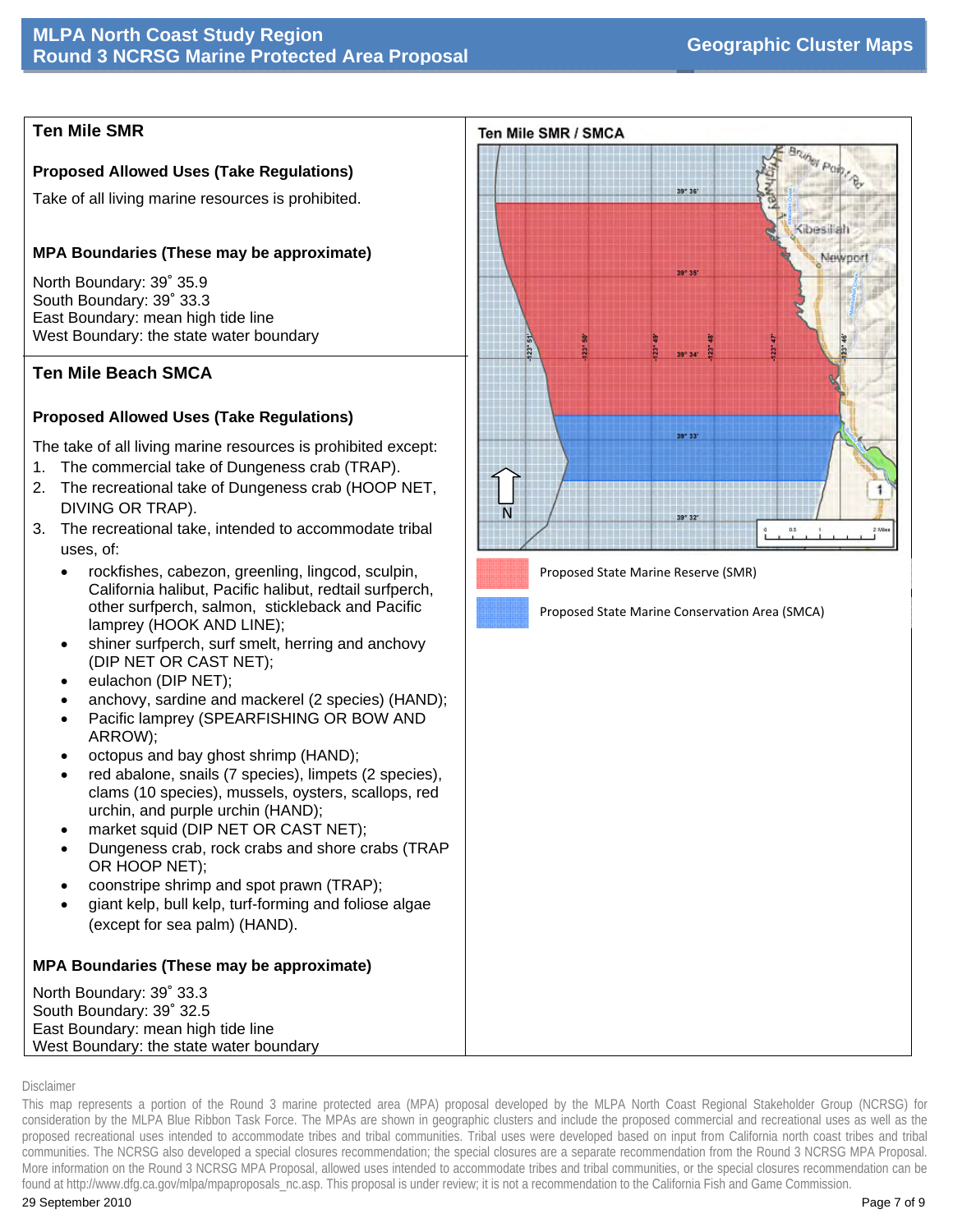## Ten Mile SMR

### Proposed Allowed Uses (Take Regulations)

Take of all living marine resources is prohibited.

### MPA Boundaries (These may be approximate)

North Boundary: 39˚ 35.9
South Boundary: 39˚ 33.3
East Boundary: mean high tide line
West Boundary: the state water boundary

## Ten Mile Beach SMCA

### Proposed Allowed Uses (Take Regulations)

The take of all living marine resources is prohibited except:

1. The commercial take of Dungeness crab (TRAP).
2. The recreational take of Dungeness crab (HOOP NET, DIVING OR TRAP).
3. The recreational take, intended to accommodate tribal uses, of:
   - rockfishes, cabezon, greenling, lingcod, sculpin, California halibut, Pacific halibut, redtail surfperch, other surfperch, salmon, stickleback and Pacific lamprey (HOOK AND LINE);
   - shiner surfperch, surf smelt, herring and anchovy (DIP NET OR CAST NET);
   - eulachon (DIP NET);
   - anchovy, sardine and mackerel (2 species) (HAND);
   - Pacific lamprey (SPEARFISHING OR BOW AND ARROW);
   - octopus and bay ghost shrimp (HAND);
   - red abalone, snails (7 species), limpets (2 species), clams (10 species), mussels, oysters, scallops, red urchin, and purple urchin (HAND);
   - market squid (DIP NET OR CAST NET);
   - Dungeness crab, rock crabs and shore crabs (TRAP OR HOOP NET);
   - coonstripe shrimp and spot prawn (TRAP);
   - giant kelp, bull kelp, turf-forming and foliose algae (except for sea palm) (HAND).

### MPA Boundaries (These may be approximate)

North Boundary: 39˚ 33.3
South Boundary: 39˚ 32.5
East Boundary: mean high tide line
West Boundary: the state water boundary

**Ten Mile SMR / SMCA**

Proposed State Marine Reserve (SMR)

Proposed State Marine Conservation Area (SMCA)

Disclaimer

This map represents a portion of the Round 3 marine protected area (MPA) proposal developed by the MLPA North Coast Regional Stakeholder Group (NCRSG) for consideration by the MLPA Blue Ribbon Task Force. The MPAs are shown in geographic clusters and include the proposed commercial and recreational uses as well as the proposed recreational uses intended to accommodate tribes and tribal communities. Tribal uses were developed based on input from California north coast tribes and tribal communities. The NCRSG also developed a special closures recommendation; the special closures are a separate recommendation from the Round 3 NCRSG MPA Proposal. More information on the Round 3 NCRSG MPA Proposal, allowed uses intended to accommodate tribes and tribal communities, or the special closures recommendation can be found at http://www.dfg.ca.gov/mlpa/mpaproposals_nc.asp. This proposal is under review; it is not a recommendation to the California Fish and Game Commission.

29 September 2010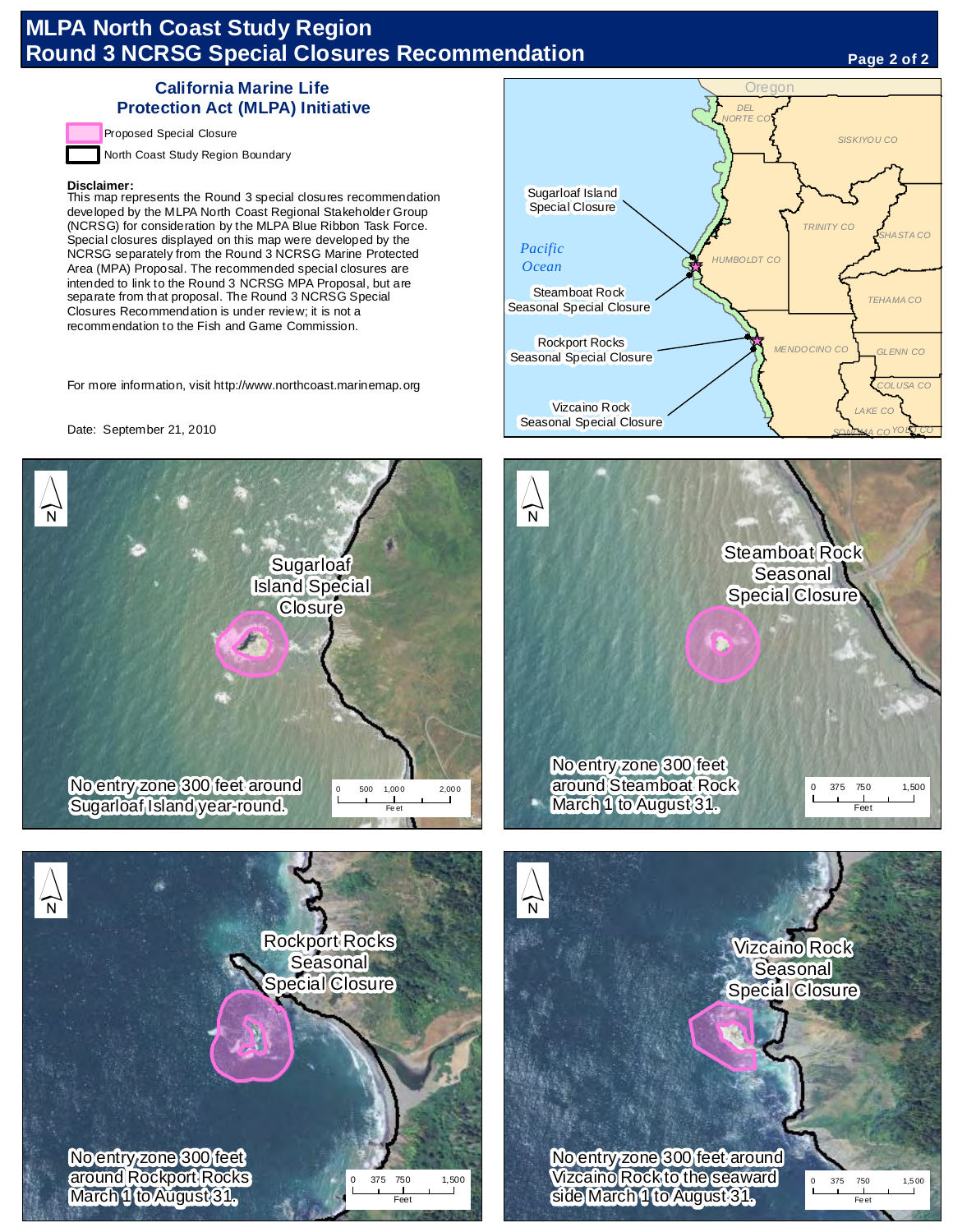# MLPA North Coast Study Region
# Round 3 NCRSG Special Closures Recommendation

## California Marine Life Protection Act (MLPA) Initiative

Proposed Special Closure

North Coast Study Region Boundary

**Disclaimer:**
This map represents the Round 3 special closures recommendation developed by the MLPA North Coast Regional Stakeholder Group (NCRSG) for consideration by the MLPA Blue Ribbon Task Force. Special closures displayed on this map were developed by the NCRSG separately from the Round 3 NCRSG Marine Protected Area (MPA) Proposal. The recommended special closures are intended to link to the Round 3 NCRSG MPA Proposal, but are separate from that proposal. The Round 3 NCRSG Special Closures Recommendation is under review; it is not a recommendation to the Fish and Game Commission.

For more information, visit http://www.northcoast.marinemap.org

Date: September 21, 2010

Oregon · DEL NORTE CO · SISKIYOU CO · TRINITY CO · SHASTA CO · HUMBOLDT CO · TEHAMA CO · MENDOCINO CO · GLENN CO · COLUSA CO · LAKE CO · SONOMA CO · YOLO CO · Pacific Ocean

Sugarloaf Island Special Closure

Steamboat Rock Seasonal Special Closure

Rockport Rocks Seasonal Special Closure

Vizcaino Rock Seasonal Special Closure

### Sugarloaf Island Special Closure

No entry zone 300 feet around Sugarloaf Island year-round.

Scale: 0, 500, 1,000, 2,000 Feet

### Steamboat Rock Seasonal Special Closure

No entry zone 300 feet around Steamboat Rock March 1 to August 31.

Scale: 0, 375, 750, 1,500 Feet

### Rockport Rocks Seasonal Special Closure

No entry zone 300 feet around Rockport Rocks March 1 to August 31.

Scale: 0, 375, 750, 1,500 Feet

### Vizcaino Rock Seasonal Special Closure

No entry zone 300 feet around Vizcaino Rock to the seaward side March 1 to August 31.

Scale: 0, 375, 750, 1,500 Feet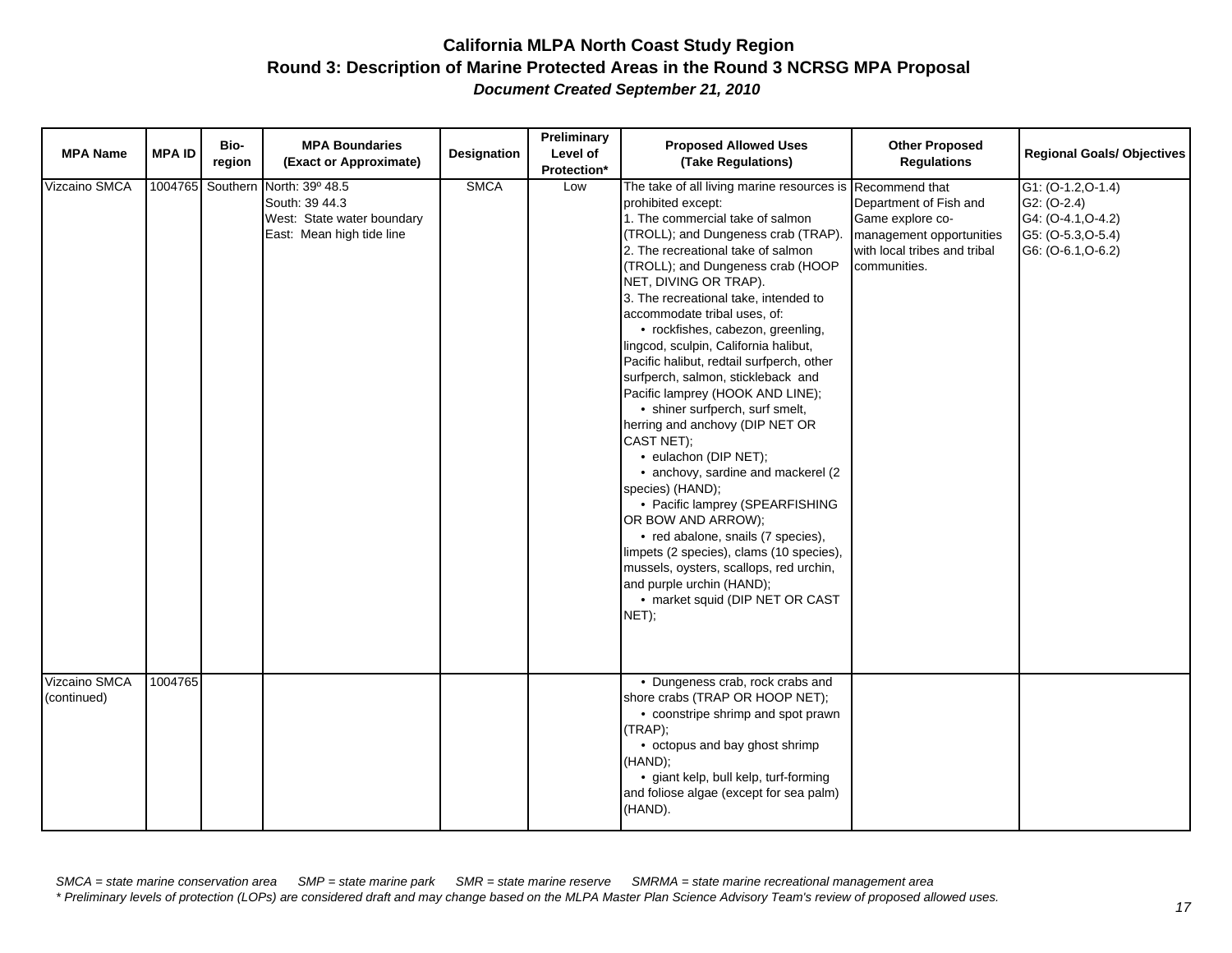## California MLPA North Coast Study Region

## Round 3: Description of Marine Protected Areas in the Round 3 NCRSG MPA Proposal

***Document Created September 21, 2010***

| MPA Name | MPA ID | Bio-region | MPA Boundaries (Exact or Approximate) | Designation | Preliminary Level of Protection* | Proposed Allowed Uses (Take Regulations) | Other Proposed Regulations | Regional Goals/ Objectives |
|---|---|---|---|---|---|---|---|---|
| Vizcaino SMCA | 1004765 | Southern | North: 39º 48.5<br>South: 39 44.3<br>West: State water boundary<br>East: Mean high tide line | SMCA | Low | The take of all living marine resources is prohibited except:<br>1. The commercial take of salmon (TROLL); and Dungeness crab (TRAP).<br>2. The recreational take of salmon (TROLL); and Dungeness crab (HOOP NET, DIVING OR TRAP).<br>3. The recreational take, intended to accommodate tribal uses, of:<br>• rockfishes, cabezon, greenling, lingcod, sculpin, California halibut, Pacific halibut, redtail surfperch, other surfperch, salmon, stickleback and Pacific lamprey (HOOK AND LINE);<br>• shiner surfperch, surf smelt, herring and anchovy (DIP NET OR CAST NET);<br>• eulachon (DIP NET);<br>• anchovy, sardine and mackerel (2 species) (HAND);<br>• Pacific lamprey (SPEARFISHING OR BOW AND ARROW);<br>• red abalone, snails (7 species), limpets (2 species), clams (10 species), mussels, oysters, scallops, red urchin, and purple urchin (HAND);<br>• market squid (DIP NET OR CAST NET); | Recommend that Department of Fish and Game explore co-management opportunities with local tribes and tribal communities. | G1: (O-1.2,O-1.4)<br>G2: (O-2.4)<br>G4: (O-4.1,O-4.2)<br>G5: (O-5.3,O-5.4)<br>G6: (O-6.1,O-6.2) |
| Vizcaino SMCA (continued) | 1004765 | | | | | • Dungeness crab, rock crabs and shore crabs (TRAP OR HOOP NET);<br>• coonstripe shrimp and spot prawn (TRAP);<br>• octopus and bay ghost shrimp (HAND);<br>• giant kelp, bull kelp, turf-forming and foliose algae (except for sea palm) (HAND). | | |

*SMCA = state marine conservation area SMP = state marine park SMR = state marine reserve SMRMA = state marine recreational management area*

*\* Preliminary levels of protection (LOPs) are considered draft and may change based on the MLPA Master Plan Science Advisory Team's review of proposed allowed uses.*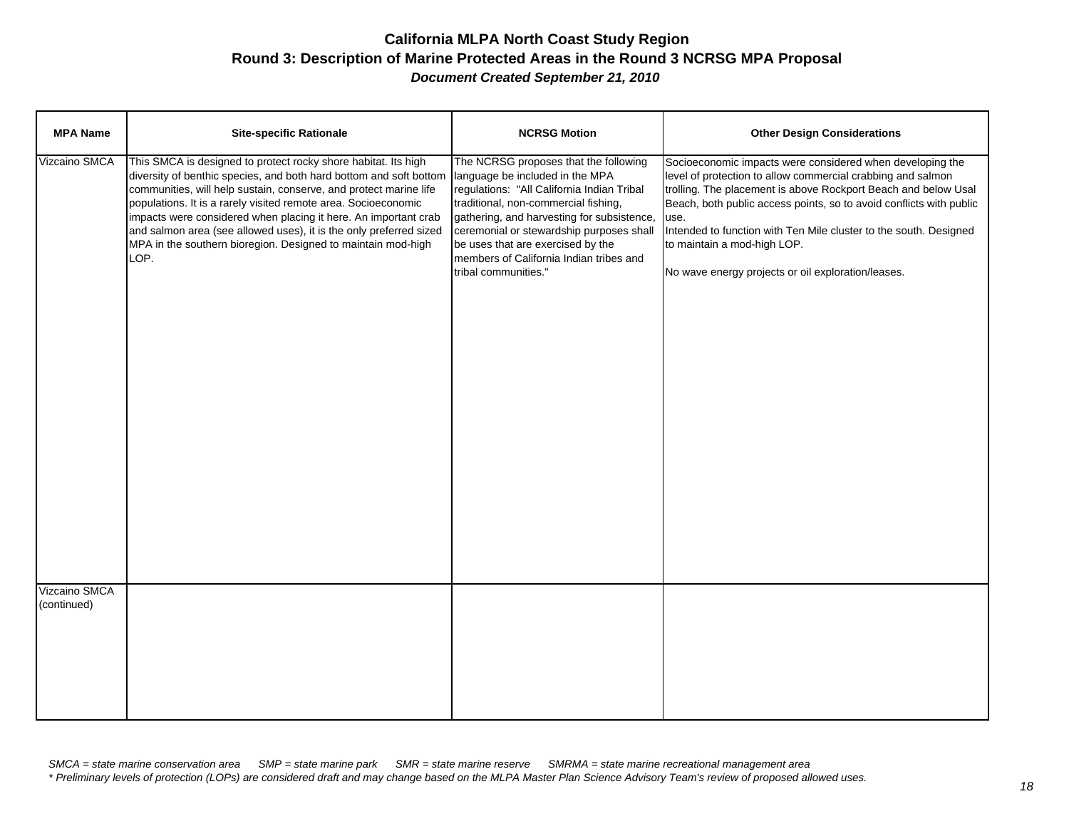# California MLPA North Coast Study Region

## Round 3: Description of Marine Protected Areas in the Round 3 NCRSG MPA Proposal

***Document Created September 21, 2010***

| MPA Name | Site-specific Rationale | NCRSG Motion | Other Design Considerations |
|---|---|---|---|
| Vizcaino SMCA | This SMCA is designed to protect rocky shore habitat. Its high diversity of benthic species, and both hard bottom and soft bottom communities, will help sustain, conserve, and protect marine life populations. It is a rarely visited remote area. Socioeconomic impacts were considered when placing it here. An important crab and salmon area (see allowed uses), it is the only preferred sized MPA in the southern bioregion. Designed to maintain mod-high LOP. | The NCRSG proposes that the following language be included in the MPA regulations: "All California Indian Tribal traditional, non-commercial fishing, gathering, and harvesting for subsistence, ceremonial or stewardship purposes shall be uses that are exercised by the members of California Indian tribes and tribal communities." | Socioeconomic impacts were considered when developing the level of protection to allow commercial crabbing and salmon trolling. The placement is above Rockport Beach and below Usal Beach, both public access points, so to avoid conflicts with public use.<br>Intended to function with Ten Mile cluster to the south. Designed to maintain a mod-high LOP.<br><br>No wave energy projects or oil exploration/leases. |
| Vizcaino SMCA (continued) | | | |

*SMCA = state marine conservation area SMP = state marine park SMR = state marine reserve SMRMA = state marine recreational management area*
*\* Preliminary levels of protection (LOPs) are considered draft and may change based on the MLPA Master Plan Science Advisory Team's review of proposed allowed uses.*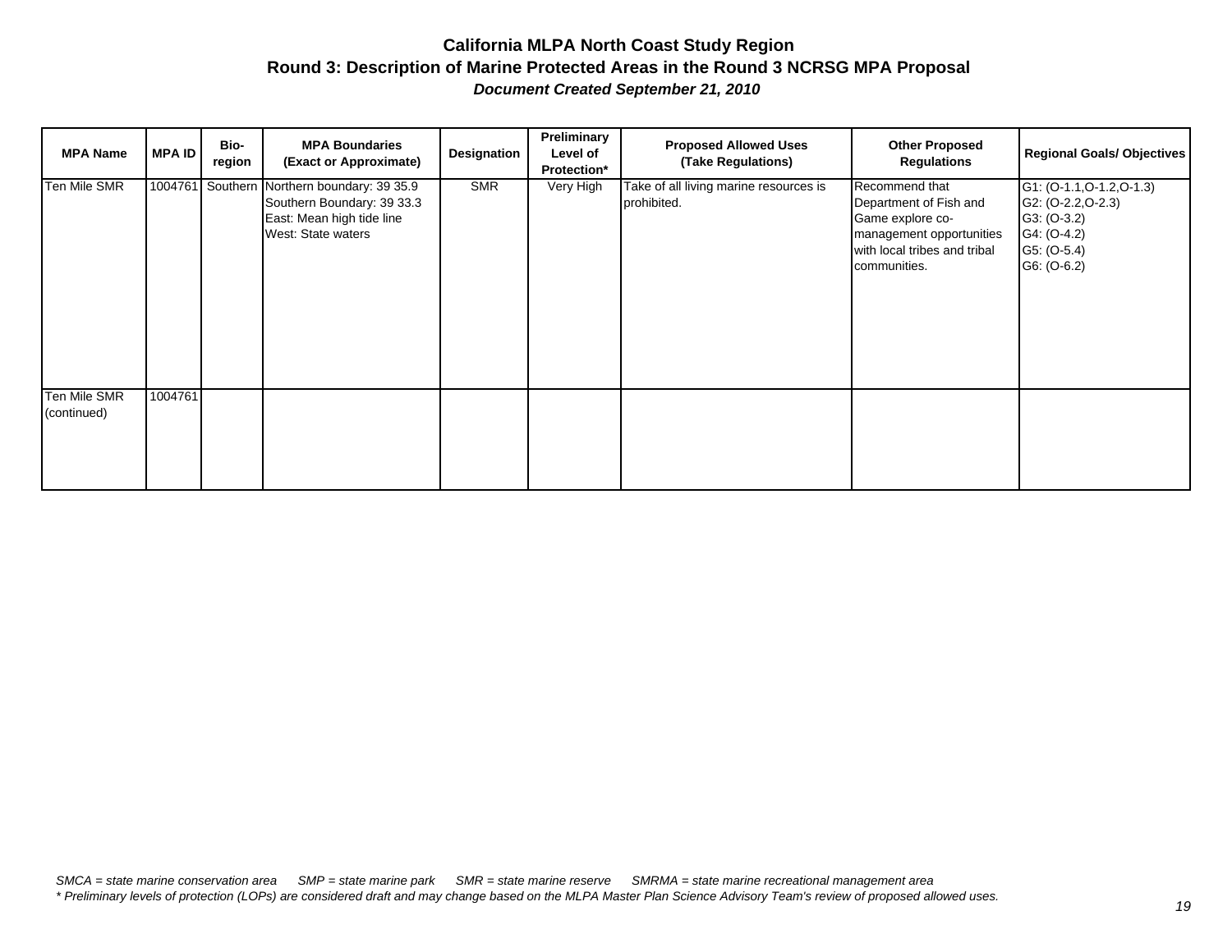# California MLPA North Coast Study Region

## Round 3: Description of Marine Protected Areas in the Round 3 NCRSG MPA Proposal

***Document Created September 21, 2010***

| MPA Name | MPA ID | Bio-region | MPA Boundaries (Exact or Approximate) | Designation | Preliminary Level of Protection* | Proposed Allowed Uses (Take Regulations) | Other Proposed Regulations | Regional Goals/ Objectives |
|---|---|---|---|---|---|---|---|---|
| Ten Mile SMR | 1004761 | Southern | Northern boundary: 39 35.9<br>Southern Boundary: 39 33.3<br>East: Mean high tide line<br>West: State waters | SMR | Very High | Take of all living marine resources is prohibited. | Recommend that Department of Fish and Game explore co-management opportunities with local tribes and tribal communities. | G1: (O-1.1,O-1.2,O-1.3)<br>G2: (O-2.2,O-2.3)<br>G3: (O-3.2)<br>G4: (O-4.2)<br>G5: (O-5.4)<br>G6: (O-6.2) |
| Ten Mile SMR (continued) | 1004761 | | | | | | | |

*SMCA = state marine conservation area SMP = state marine park SMR = state marine reserve SMRMA = state marine recreational management area*

*\* Preliminary levels of protection (LOPs) are considered draft and may change based on the MLPA Master Plan Science Advisory Team's review of proposed allowed uses.*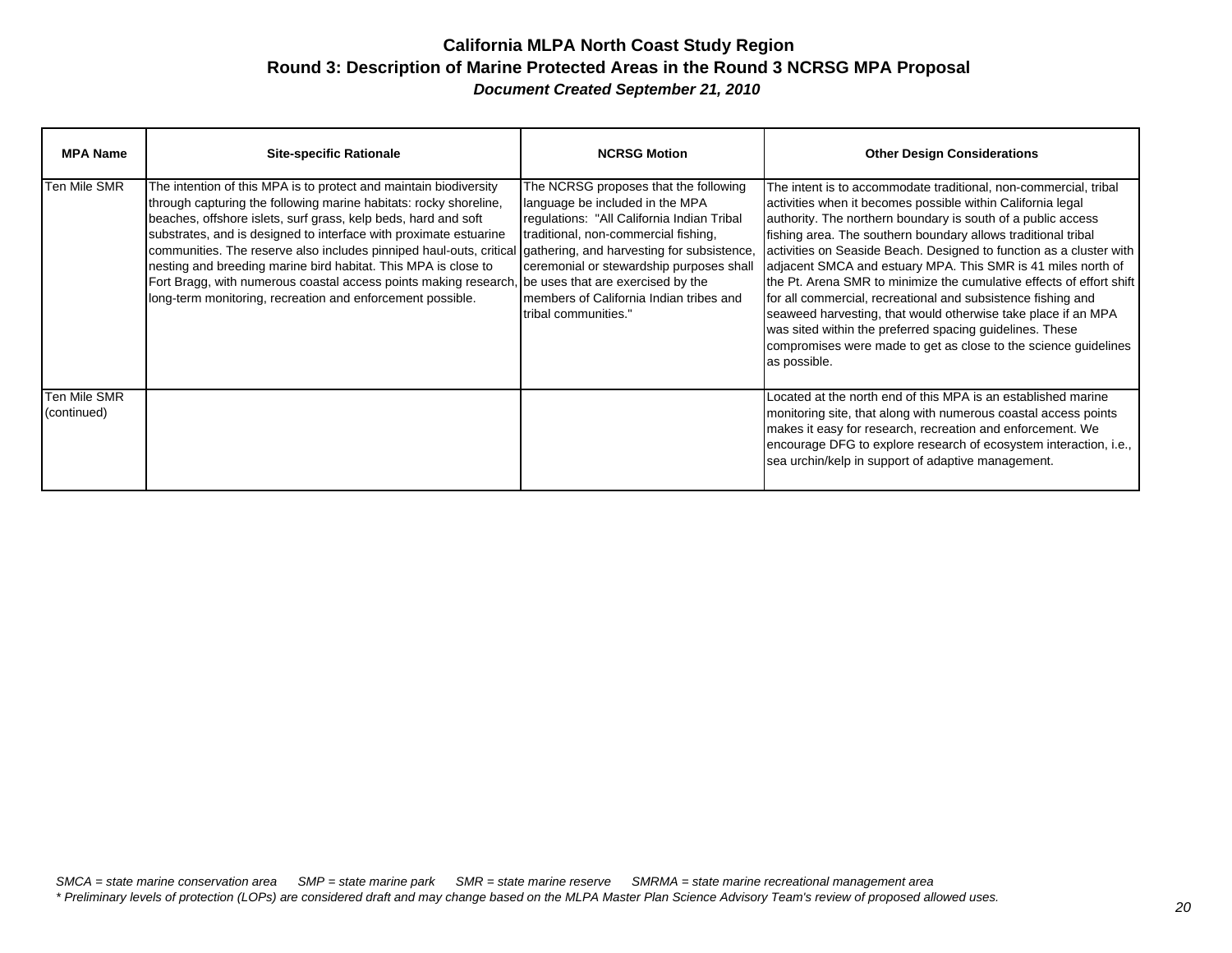# California MLPA North Coast Study Region

## Round 3: Description of Marine Protected Areas in the Round 3 NCRSG MPA Proposal

***Document Created September 21, 2010***

| MPA Name | Site-specific Rationale | NCRSG Motion | Other Design Considerations |
|---|---|---|---|
| Ten Mile SMR | The intention of this MPA is to protect and maintain biodiversity through capturing the following marine habitats: rocky shoreline, beaches, offshore islets, surf grass, kelp beds, hard and soft substrates, and is designed to interface with proximate estuarine communities. The reserve also includes pinniped haul-outs, critical nesting and breeding marine bird habitat. This MPA is close to Fort Bragg, with numerous coastal access points making research, long-term monitoring, recreation and enforcement possible. | The NCRSG proposes that the following language be included in the MPA regulations: "All California Indian Tribal traditional, non-commercial fishing, gathering, and harvesting for subsistence, ceremonial or stewardship purposes shall be uses that are exercised by the members of California Indian tribes and tribal communities." | The intent is to accommodate traditional, non-commercial, tribal activities when it becomes possible within California legal authority. The northern boundary is south of a public access fishing area. The southern boundary allows traditional tribal activities on Seaside Beach. Designed to function as a cluster with adjacent SMCA and estuary MPA. This SMR is 41 miles north of the Pt. Arena SMR to minimize the cumulative effects of effort shift for all commercial, recreational and subsistence fishing and seaweed harvesting, that would otherwise take place if an MPA was sited within the preferred spacing guidelines. These compromises were made to get as close to the science guidelines as possible. |
| Ten Mile SMR (continued) | | | Located at the north end of this MPA is an established marine monitoring site, that along with numerous coastal access points makes it easy for research, recreation and enforcement. We encourage DFG to explore research of ecosystem interaction, i.e., sea urchin/kelp in support of adaptive management. |

*SMCA = state marine conservation area SMP = state marine park SMR = state marine reserve SMRMA = state marine recreational management area*

*\* Preliminary levels of protection (LOPs) are considered draft and may change based on the MLPA Master Plan Science Advisory Team's review of proposed allowed uses.*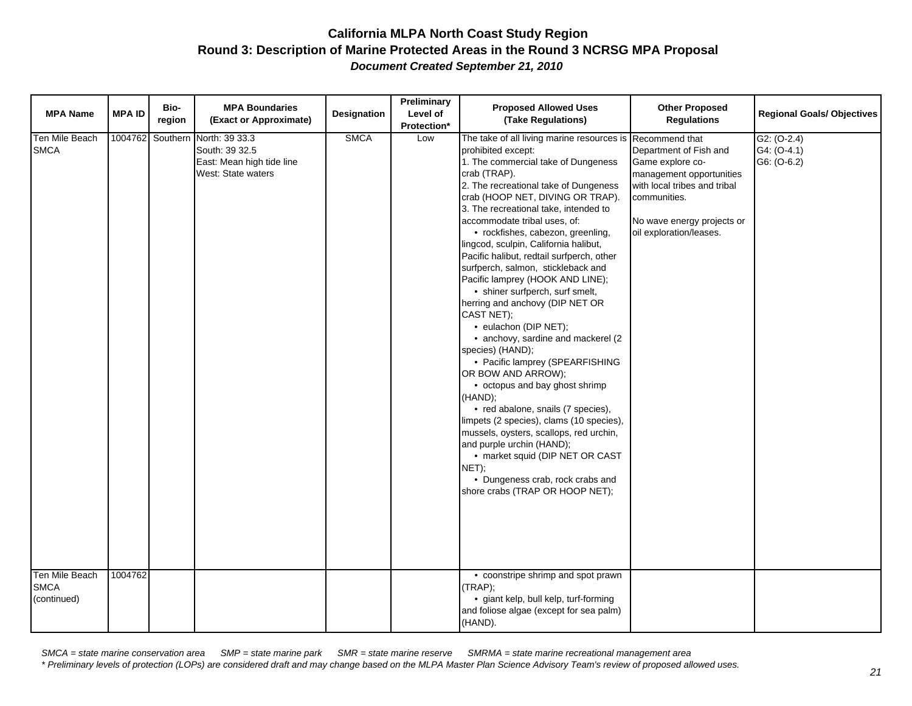## California MLPA North Coast Study Region

## Round 3: Description of Marine Protected Areas in the Round 3 NCRSG MPA Proposal

***Document Created September 21, 2010***

| MPA Name | MPA ID | Bio-region | MPA Boundaries (Exact or Approximate) | Designation | Preliminary Level of Protection* | Proposed Allowed Uses (Take Regulations) | Other Proposed Regulations | Regional Goals/ Objectives |
|---|---|---|---|---|---|---|---|---|
| Ten Mile Beach SMCA | 1004762 | Southern | North: 39 33.3<br>South: 39 32.5<br>East: Mean high tide line<br>West: State waters | SMCA | Low | The take of all living marine resources is prohibited except:<br>1. The commercial take of Dungeness crab (TRAP).<br>2. The recreational take of Dungeness crab (HOOP NET, DIVING OR TRAP).<br>3. The recreational take, intended to accommodate tribal uses, of:<br>• rockfishes, cabezon, greenling, lingcod, sculpin, California halibut, Pacific halibut, redtail surfperch, other surfperch, salmon, stickleback and Pacific lamprey (HOOK AND LINE);<br>• shiner surfperch, surf smelt, herring and anchovy (DIP NET OR CAST NET);<br>• eulachon (DIP NET);<br>• anchovy, sardine and mackerel (2 species) (HAND);<br>• Pacific lamprey (SPEARFISHING OR BOW AND ARROW);<br>• octopus and bay ghost shrimp (HAND);<br>• red abalone, snails (7 species), limpets (2 species), clams (10 species), mussels, oysters, scallops, red urchin, and purple urchin (HAND);<br>• market squid (DIP NET OR CAST NET);<br>• Dungeness crab, rock crabs and shore crabs (TRAP OR HOOP NET); | Recommend that Department of Fish and Game explore co-management opportunities with local tribes and tribal communities.<br><br>No wave energy projects or oil exploration/leases. | G2: (O-2.4)<br>G4: (O-4.1)<br>G6: (O-6.2) |
| Ten Mile Beach SMCA (continued) | 1004762 | | | | | • coonstripe shrimp and spot prawn (TRAP);<br>• giant kelp, bull kelp, turf-forming and foliose algae (except for sea palm) (HAND). | | |

*SMCA = state marine conservation area SMP = state marine park SMR = state marine reserve SMRMA = state marine recreational management area*

*\* Preliminary levels of protection (LOPs) are considered draft and may change based on the MLPA Master Plan Science Advisory Team's review of proposed allowed uses.*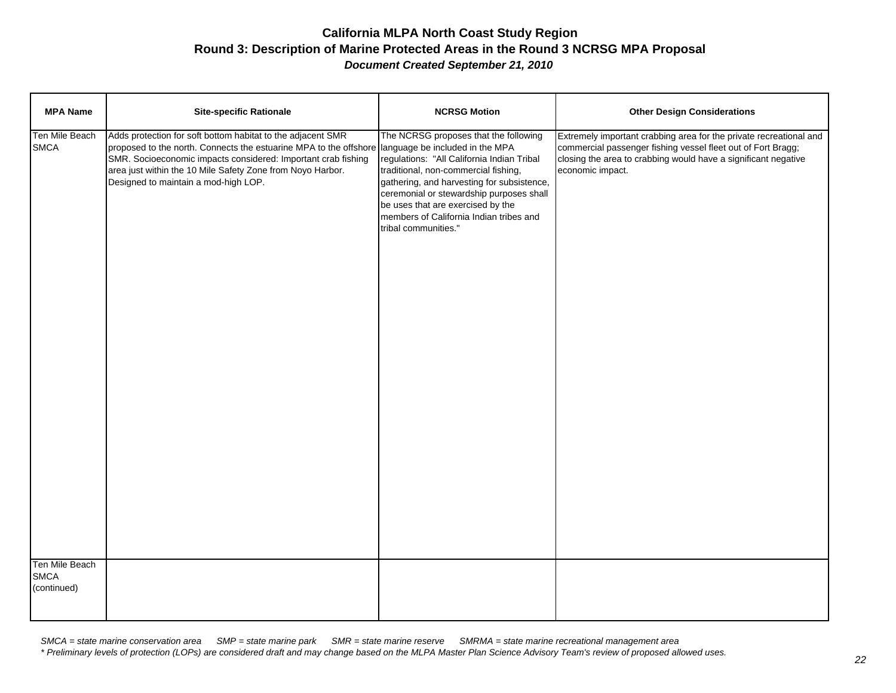# California MLPA North Coast Study Region

## Round 3: Description of Marine Protected Areas in the Round 3 NCRSG MPA Proposal

***Document Created September 21, 2010***

| MPA Name | Site-specific Rationale | NCRSG Motion | Other Design Considerations |
|---|---|---|---|
| Ten Mile Beach SMCA | Adds protection for soft bottom habitat to the adjacent SMR proposed to the north. Connects the estuarine MPA to the offshore SMR. Socioeconomic impacts considered: Important crab fishing area just within the 10 Mile Safety Zone from Noyo Harbor. Designed to maintain a mod-high LOP. | The NCRSG proposes that the following language be included in the MPA regulations: "All California Indian Tribal traditional, non-commercial fishing, gathering, and harvesting for subsistence, ceremonial or stewardship purposes shall be uses that are exercised by the members of California Indian tribes and tribal communities." | Extremely important crabbing area for the private recreational and commercial passenger fishing vessel fleet out of Fort Bragg; closing the area to crabbing would have a significant negative economic impact. |
| Ten Mile Beach SMCA (continued) | | | |

*SMCA = state marine conservation area SMP = state marine park SMR = state marine reserve SMRMA = state marine recreational management area*

*\* Preliminary levels of protection (LOPs) are considered draft and may change based on the MLPA Master Plan Science Advisory Team's review of proposed allowed uses.*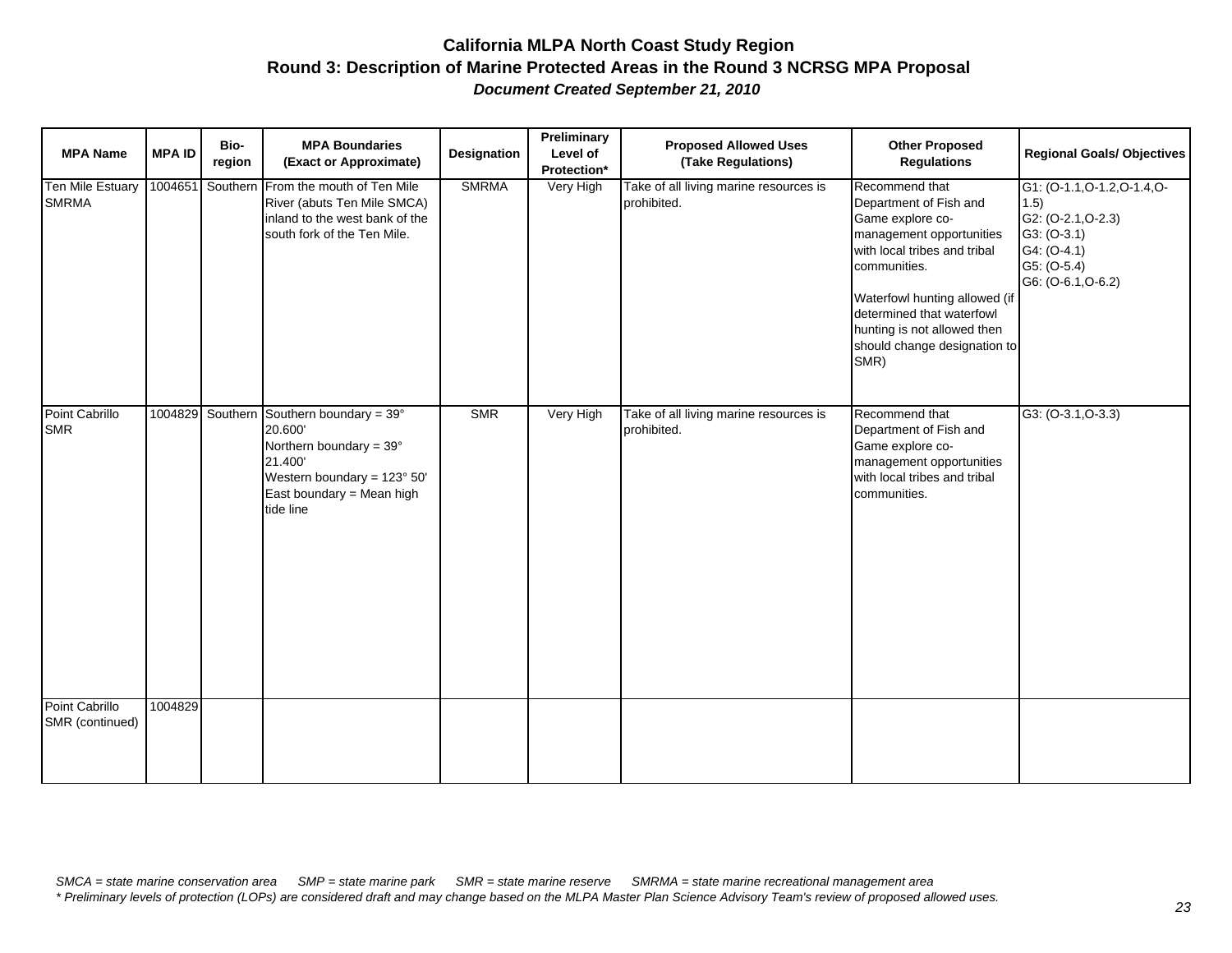**California MLPA North Coast Study Region**
**Round 3: Description of Marine Protected Areas in the Round 3 NCRSG MPA Proposal**
***Document Created September 21, 2010***

| MPA Name | MPA ID | Bio-region | MPA Boundaries (Exact or Approximate) | Designation | Preliminary Level of Protection* | Proposed Allowed Uses (Take Regulations) | Other Proposed Regulations | Regional Goals/ Objectives |
|---|---|---|---|---|---|---|---|---|
| Ten Mile Estuary SMRMA | 1004651 | Southern | From the mouth of Ten Mile River (abuts Ten Mile SMCA) inland to the west bank of the south fork of the Ten Mile. | SMRMA | Very High | Take of all living marine resources is prohibited. | Recommend that Department of Fish and Game explore co-management opportunities with local tribes and tribal communities.<br><br>Waterfowl hunting allowed (if determined that waterfowl hunting is not allowed then should change designation to SMR) | G1: (O-1.1,O-1.2,O-1.4,O-1.5)<br>G2: (O-2.1,O-2.3)<br>G3: (O-3.1)<br>G4: (O-4.1)<br>G5: (O-5.4)<br>G6: (O-6.1,O-6.2) |
| Point Cabrillo SMR | 1004829 | Southern | Southern boundary = 39° 20.600'<br>Northern boundary = 39° 21.400'<br>Western boundary = 123° 50'<br>East boundary = Mean high tide line | SMR | Very High | Take of all living marine resources is prohibited. | Recommend that Department of Fish and Game explore co-management opportunities with local tribes and tribal communities. | G3: (O-3.1,O-3.3) |
| Point Cabrillo SMR (continued) | 1004829 | | | | | | | |

*SMCA = state marine conservation area SMP = state marine park SMR = state marine reserve SMRMA = state marine recreational management area*
*\* Preliminary levels of protection (LOPs) are considered draft and may change based on the MLPA Master Plan Science Advisory Team's review of proposed allowed uses.*